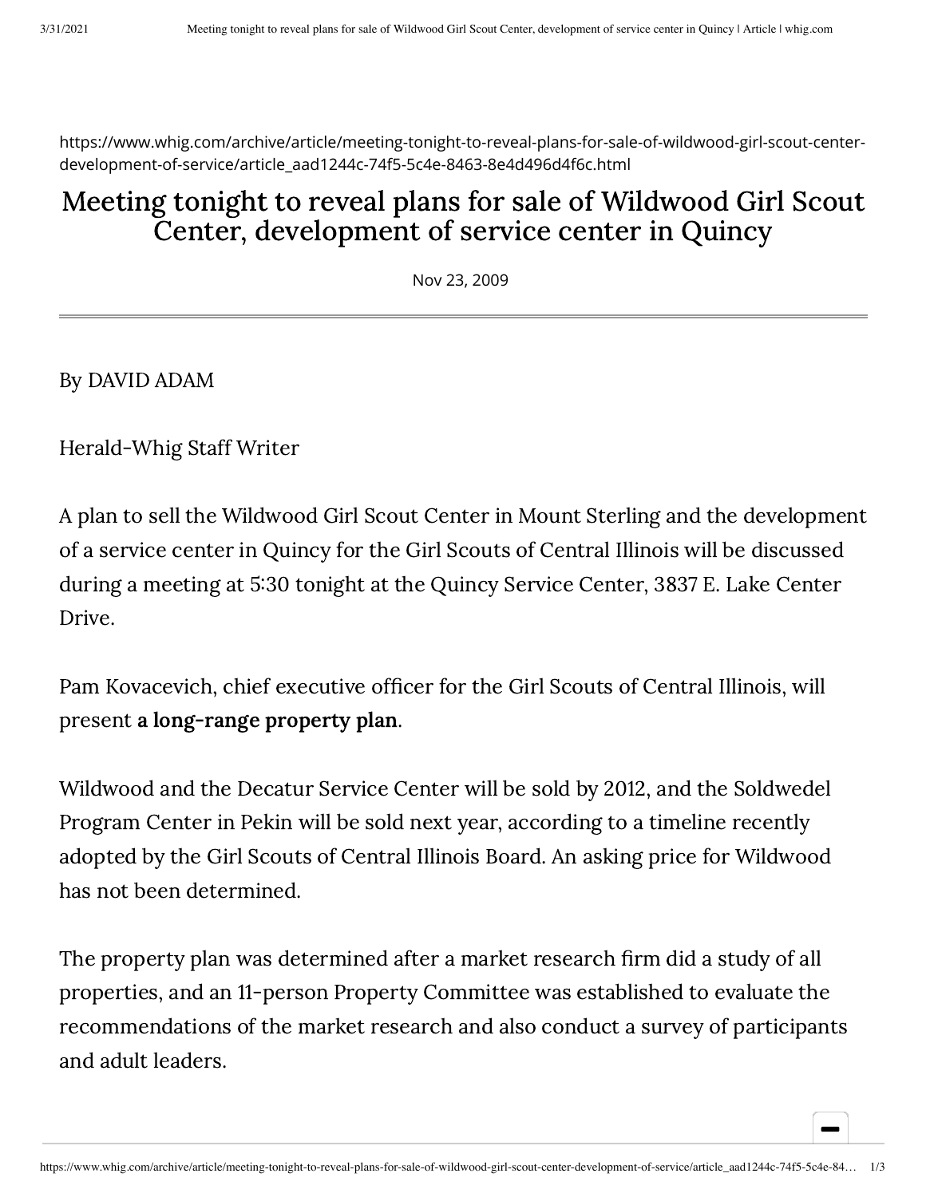https://www.whig.com/archive/article/meeting-tonight-to-reveal-plans-for-sale-of-wildwood-girl-scout-center-development-of-service/article_aad1244c-74f5-5c4e-8463-8e4d496d4f6c.html

# Meeting tonight to reveal plans for sale of Wildwood Girl Scout Center, development of service center in Quincy

Nov 23, 2009

---

By DAVID ADAM

Herald-Whig Staff Writer

A plan to sell the Wildwood Girl Scout Center in Mount Sterling and the development of a service center in Quincy for the Girl Scouts of Central Illinois will be discussed during a meeting at 5:30 tonight at the Quincy Service Center, 3837 E. Lake Center Drive.

Pam Kovacevich, chief executive officer for the Girl Scouts of Central Illinois, will present **a long-range property plan**.

Wildwood and the Decatur Service Center will be sold by 2012, and the Soldwedel Program Center in Pekin will be sold next year, according to a timeline recently adopted by the Girl Scouts of Central Illinois Board. An asking price for Wildwood has not been determined.

The property plan was determined after a market research firm did a study of all properties, and an 11-person Property Committee was established to evaluate the recommendations of the market research and also conduct a survey of participants and adult leaders.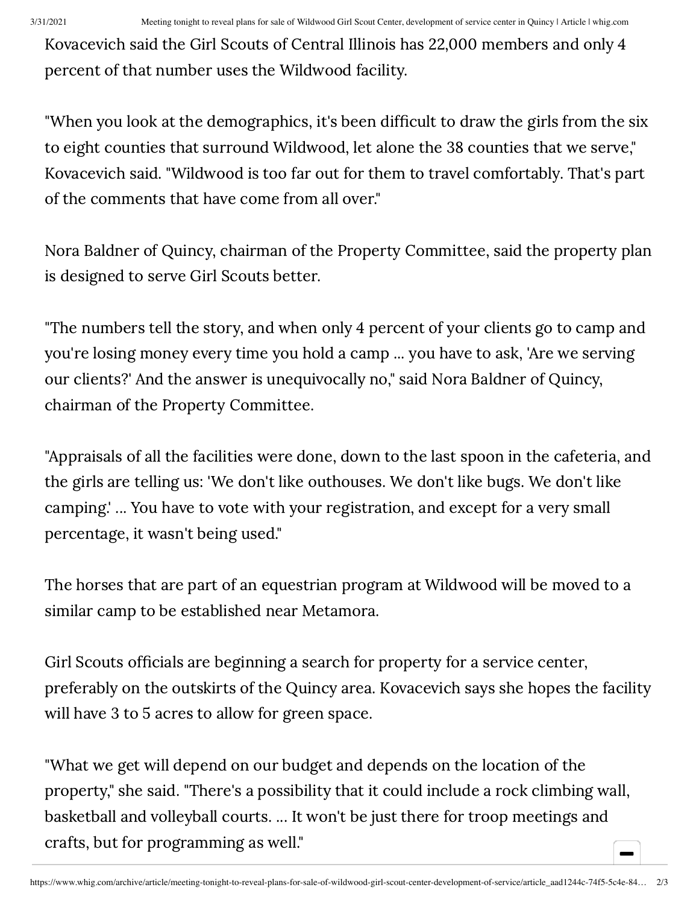Kovacevich said the Girl Scouts of Central Illinois has 22,000 members and only 4 percent of that number uses the Wildwood facility.

"When you look at the demographics, it's been difficult to draw the girls from the six to eight counties that surround Wildwood, let alone the 38 counties that we serve," Kovacevich said. "Wildwood is too far out for them to travel comfortably. That's part of the comments that have come from all over."

Nora Baldner of Quincy, chairman of the Property Committee, said the property plan is designed to serve Girl Scouts better.

"The numbers tell the story, and when only 4 percent of your clients go to camp and you're losing money every time you hold a camp ... you have to ask, 'Are we serving our clients?' And the answer is unequivocally no," said Nora Baldner of Quincy, chairman of the Property Committee.

"Appraisals of all the facilities were done, down to the last spoon in the cafeteria, and the girls are telling us: 'We don't like outhouses. We don't like bugs. We don't like camping.' ... You have to vote with your registration, and except for a very small percentage, it wasn't being used."

The horses that are part of an equestrian program at Wildwood will be moved to a similar camp to be established near Metamora.

Girl Scouts officials are beginning a search for property for a service center, preferably on the outskirts of the Quincy area. Kovacevich says she hopes the facility will have 3 to 5 acres to allow for green space.

"What we get will depend on our budget and depends on the location of the property," she said. "There's a possibility that it could include a rock climbing wall, basketball and volleyball courts. ... It won't be just there for troop meetings and crafts, but for programming as well."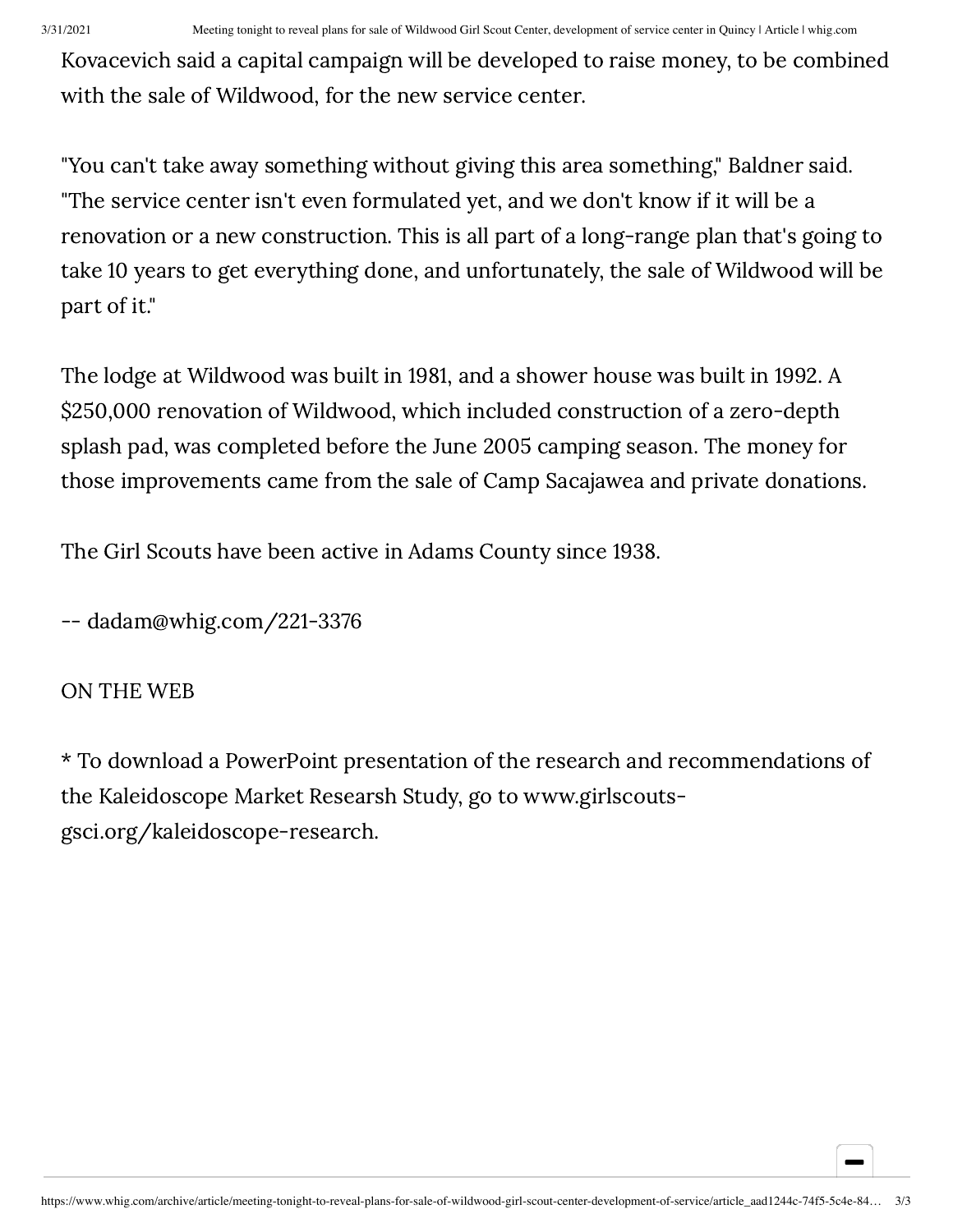Kovacevich said a capital campaign will be developed to raise money, to be combined with the sale of Wildwood, for the new service center.

"You can't take away something without giving this area something," Baldner said. "The service center isn't even formulated yet, and we don't know if it will be a renovation or a new construction. This is all part of a long-range plan that's going to take 10 years to get everything done, and unfortunately, the sale of Wildwood will be part of it."

The lodge at Wildwood was built in 1981, and a shower house was built in 1992. A $250,000 renovation of Wildwood, which included construction of a zero-depth splash pad, was completed before the June 2005 camping season. The money for those improvements came from the sale of Camp Sacajawea and private donations.

The Girl Scouts have been active in Adams County since 1938.

-- dadam@whig.com/221-3376

ON THE WEB

* To download a PowerPoint presentation of the research and recommendations of the Kaleidoscope Market Researsh Study, go to www.girlscouts-gsci.org/kaleidoscope-research.